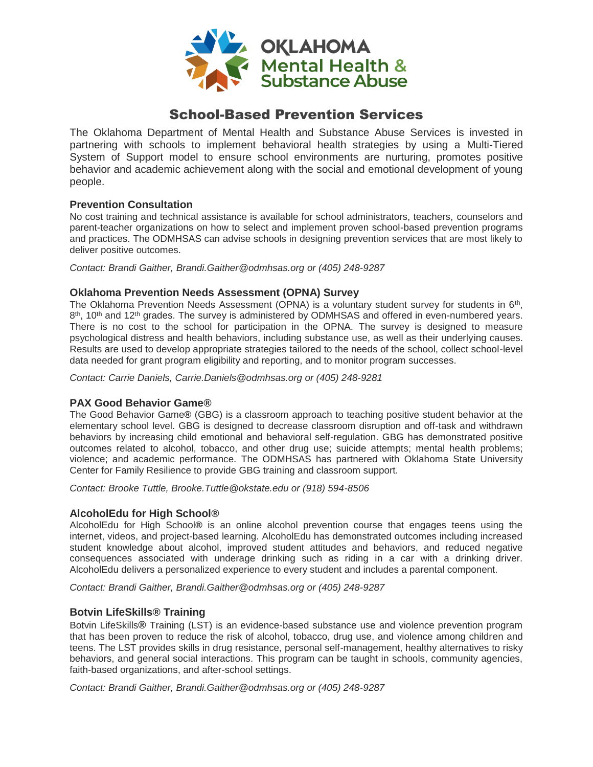OKLAHOMA
Mental Health &
Substance Abuse

# School-Based Prevention Services

The Oklahoma Department of Mental Health and Substance Abuse Services is invested in partnering with schools to implement behavioral health strategies by using a Multi-Tiered System of Support model to ensure school environments are nurturing, promotes positive behavior and academic achievement along with the social and emotional development of young people.

### Prevention Consultation

No cost training and technical assistance is available for school administrators, teachers, counselors and parent-teacher organizations on how to select and implement proven school-based prevention programs and practices. The ODMHSAS can advise schools in designing prevention services that are most likely to deliver positive outcomes.

*Contact: Brandi Gaither, Brandi.Gaither@odmhsas.org or (405) 248-9287*

### Oklahoma Prevention Needs Assessment (OPNA) Survey

The Oklahoma Prevention Needs Assessment (OPNA) is a voluntary student survey for students in 6th, 8th, 10th and 12th grades. The survey is administered by ODMHSAS and offered in even-numbered years. There is no cost to the school for participation in the OPNA. The survey is designed to measure psychological distress and health behaviors, including substance use, as well as their underlying causes. Results are used to develop appropriate strategies tailored to the needs of the school, collect school-level data needed for grant program eligibility and reporting, and to monitor program successes.

*Contact: Carrie Daniels, Carrie.Daniels@odmhsas.org or (405) 248-9281*

### PAX Good Behavior Game®

The Good Behavior Game® (GBG) is a classroom approach to teaching positive student behavior at the elementary school level. GBG is designed to decrease classroom disruption and off-task and withdrawn behaviors by increasing child emotional and behavioral self-regulation. GBG has demonstrated positive outcomes related to alcohol, tobacco, and other drug use; suicide attempts; mental health problems; violence; and academic performance. The ODMHSAS has partnered with Oklahoma State University Center for Family Resilience to provide GBG training and classroom support.

*Contact: Brooke Tuttle, Brooke.Tuttle@okstate.edu or (918) 594-8506*

### AlcoholEdu for High School®

AlcoholEdu for High School® is an online alcohol prevention course that engages teens using the internet, videos, and project-based learning. AlcoholEdu has demonstrated outcomes including increased student knowledge about alcohol, improved student attitudes and behaviors, and reduced negative consequences associated with underage drinking such as riding in a car with a drinking driver. AlcoholEdu delivers a personalized experience to every student and includes a parental component.

*Contact: Brandi Gaither, Brandi.Gaither@odmhsas.org or (405) 248-9287*

### Botvin LifeSkills® Training

Botvin LifeSkills® Training (LST) is an evidence-based substance use and violence prevention program that has been proven to reduce the risk of alcohol, tobacco, drug use, and violence among children and teens. The LST provides skills in drug resistance, personal self-management, healthy alternatives to risky behaviors, and general social interactions. This program can be taught in schools, community agencies, faith-based organizations, and after-school settings.

*Contact: Brandi Gaither, Brandi.Gaither@odmhsas.org or (405) 248-9287*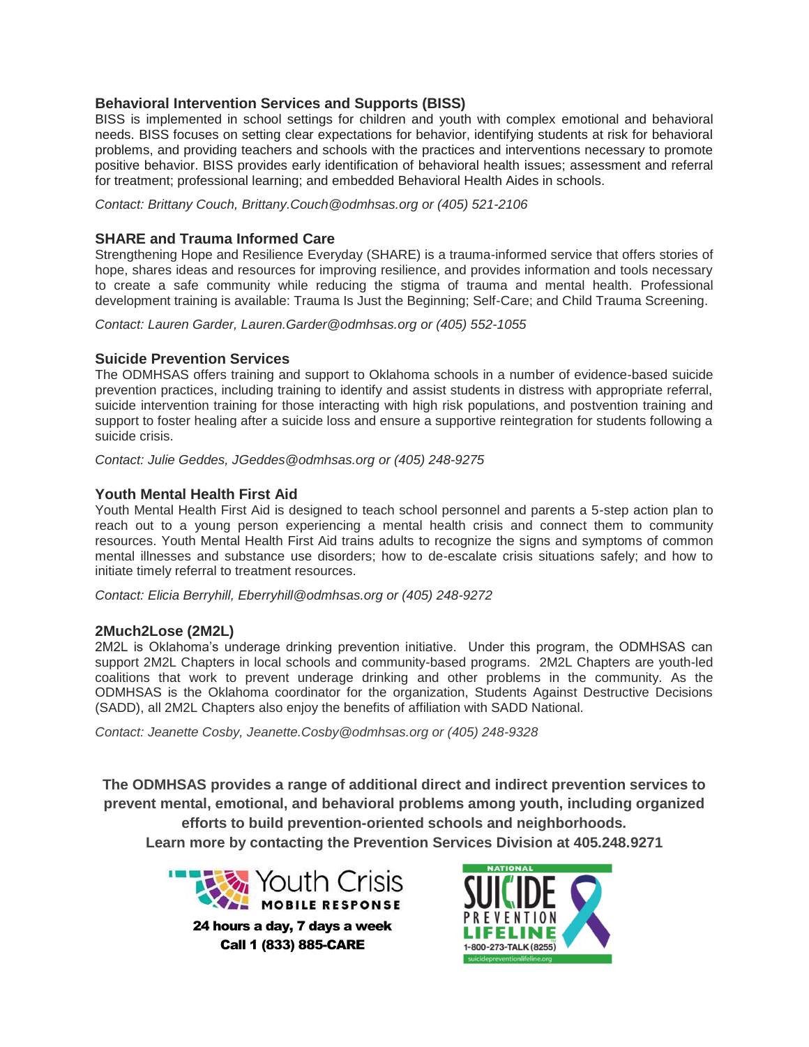### Behavioral Intervention Services and Supports (BISS)

BISS is implemented in school settings for children and youth with complex emotional and behavioral needs. BISS focuses on setting clear expectations for behavior, identifying students at risk for behavioral problems, and providing teachers and schools with the practices and interventions necessary to promote positive behavior. BISS provides early identification of behavioral health issues; assessment and referral for treatment; professional learning; and embedded Behavioral Health Aides in schools.

*Contact: Brittany Couch, Brittany.Couch@odmhsas.org or (405) 521-2106*

### SHARE and Trauma Informed Care

Strengthening Hope and Resilience Everyday (SHARE) is a trauma-informed service that offers stories of hope, shares ideas and resources for improving resilience, and provides information and tools necessary to create a safe community while reducing the stigma of trauma and mental health. Professional development training is available: Trauma Is Just the Beginning; Self-Care; and Child Trauma Screening.

*Contact: Lauren Garder, Lauren.Garder@odmhsas.org or (405) 552-1055*

### Suicide Prevention Services

The ODMHSAS offers training and support to Oklahoma schools in a number of evidence-based suicide prevention practices, including training to identify and assist students in distress with appropriate referral, suicide intervention training for those interacting with high risk populations, and postvention training and support to foster healing after a suicide loss and ensure a supportive reintegration for students following a suicide crisis.

*Contact: Julie Geddes, JGeddes@odmhsas.org or (405) 248-9275*

### Youth Mental Health First Aid

Youth Mental Health First Aid is designed to teach school personnel and parents a 5-step action plan to reach out to a young person experiencing a mental health crisis and connect them to community resources. Youth Mental Health First Aid trains adults to recognize the signs and symptoms of common mental illnesses and substance use disorders; how to de-escalate crisis situations safely; and how to initiate timely referral to treatment resources.

*Contact: Elicia Berryhill, Eberryhill@odmhsas.org or (405) 248-9272*

### 2Much2Lose (2M2L)

2M2L is Oklahoma's underage drinking prevention initiative. Under this program, the ODMHSAS can support 2M2L Chapters in local schools and community-based programs. 2M2L Chapters are youth-led coalitions that work to prevent underage drinking and other problems in the community. As the ODMHSAS is the Oklahoma coordinator for the organization, Students Against Destructive Decisions (SADD), all 2M2L Chapters also enjoy the benefits of affiliation with SADD National.

*Contact: Jeanette Cosby, Jeanette.Cosby@odmhsas.org or (405) 248-9328*

**The ODMHSAS provides a range of additional direct and indirect prevention services to prevent mental, emotional, and behavioral problems among youth, including organized efforts to build prevention-oriented schools and neighborhoods.**

**Learn more by contacting the Prevention Services Division at 405.248.9271**

Youth Crisis MOBILE RESPONSE

**24 hours a day, 7 days a week**
**Call 1 (833) 885-CARE**

NATIONAL SUICIDE PREVENTION LIFELINE
1-800-273-TALK (8255)
suicidepreventionlifeline.org